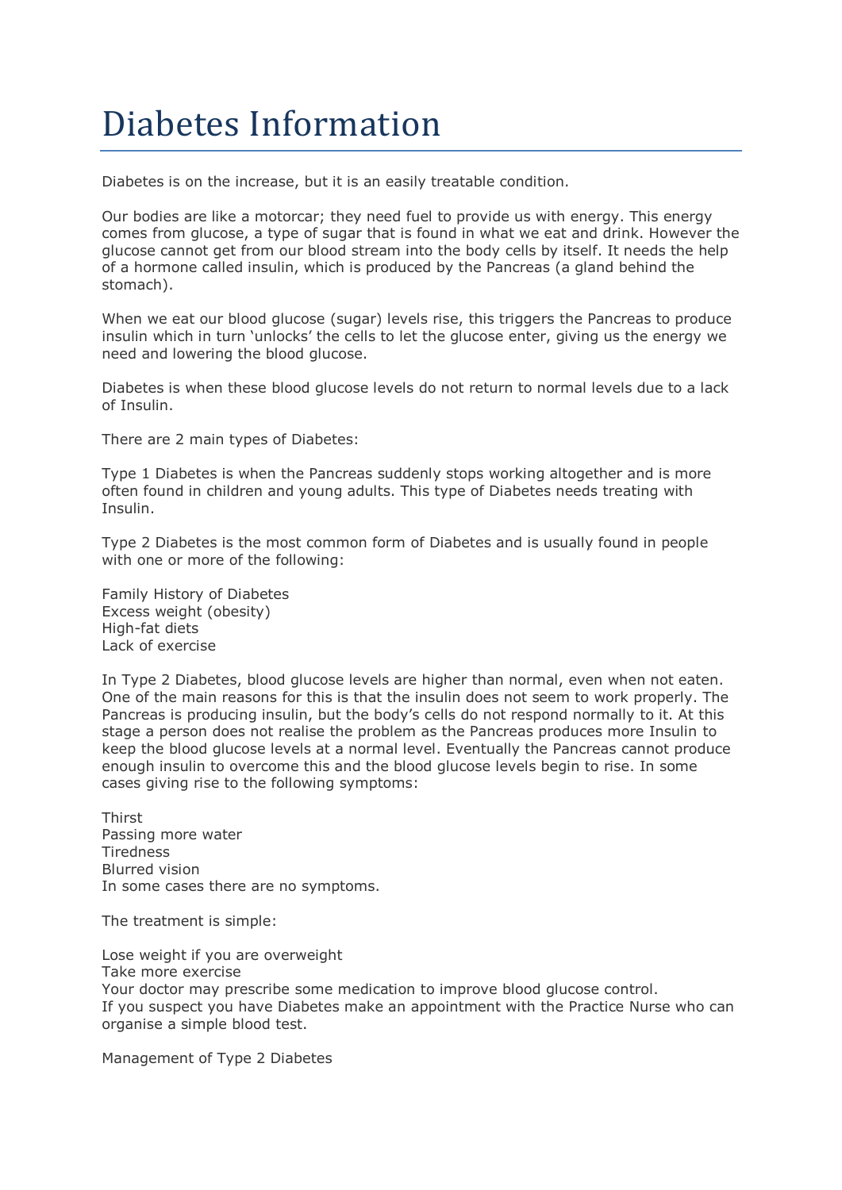# Diabetes Information

Diabetes is on the increase, but it is an easily treatable condition.

Our bodies are like a motorcar; they need fuel to provide us with energy. This energy comes from glucose, a type of sugar that is found in what we eat and drink. However the glucose cannot get from our blood stream into the body cells by itself. It needs the help of a hormone called insulin, which is produced by the Pancreas (a gland behind the stomach).

When we eat our blood glucose (sugar) levels rise, this triggers the Pancreas to produce insulin which in turn 'unlocks' the cells to let the glucose enter, giving us the energy we need and lowering the blood glucose.

Diabetes is when these blood glucose levels do not return to normal levels due to a lack of Insulin.

There are 2 main types of Diabetes:

Type 1 Diabetes is when the Pancreas suddenly stops working altogether and is more often found in children and young adults. This type of Diabetes needs treating with Insulin.

Type 2 Diabetes is the most common form of Diabetes and is usually found in people with one or more of the following:

Family History of Diabetes
Excess weight (obesity)
High-fat diets
Lack of exercise

In Type 2 Diabetes, blood glucose levels are higher than normal, even when not eaten. One of the main reasons for this is that the insulin does not seem to work properly. The Pancreas is producing insulin, but the body's cells do not respond normally to it. At this stage a person does not realise the problem as the Pancreas produces more Insulin to keep the blood glucose levels at a normal level. Eventually the Pancreas cannot produce enough insulin to overcome this and the blood glucose levels begin to rise. In some cases giving rise to the following symptoms:

Thirst
Passing more water
Tiredness
Blurred vision
In some cases there are no symptoms.

The treatment is simple:

Lose weight if you are overweight
Take more exercise
Your doctor may prescribe some medication to improve blood glucose control.
If you suspect you have Diabetes make an appointment with the Practice Nurse who can organise a simple blood test.

Management of Type 2 Diabetes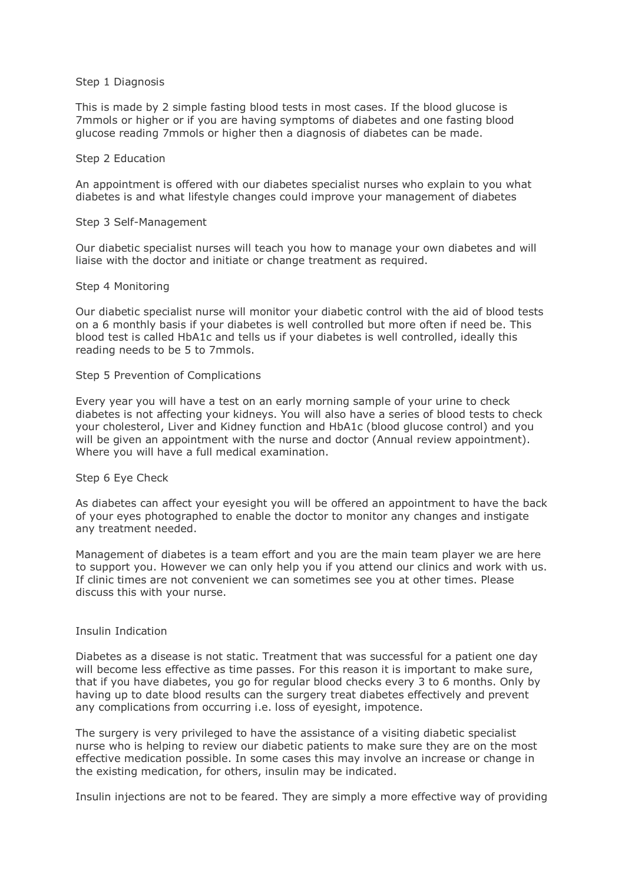## Step 1 Diagnosis

This is made by 2 simple fasting blood tests in most cases. If the blood glucose is 7mmols or higher or if you are having symptoms of diabetes and one fasting blood glucose reading 7mmols or higher then a diagnosis of diabetes can be made.

## Step 2 Education

An appointment is offered with our diabetes specialist nurses who explain to you what diabetes is and what lifestyle changes could improve your management of diabetes

## Step 3 Self-Management

Our diabetic specialist nurses will teach you how to manage your own diabetes and will liaise with the doctor and initiate or change treatment as required.

## Step 4 Monitoring

Our diabetic specialist nurse will monitor your diabetic control with the aid of blood tests on a 6 monthly basis if your diabetes is well controlled but more often if need be. This blood test is called HbA1c and tells us if your diabetes is well controlled, ideally this reading needs to be 5 to 7mmols.

## Step 5 Prevention of Complications

Every year you will have a test on an early morning sample of your urine to check diabetes is not affecting your kidneys. You will also have a series of blood tests to check your cholesterol, Liver and Kidney function and HbA1c (blood glucose control) and you will be given an appointment with the nurse and doctor (Annual review appointment). Where you will have a full medical examination.

## Step 6 Eye Check

As diabetes can affect your eyesight you will be offered an appointment to have the back of your eyes photographed to enable the doctor to monitor any changes and instigate any treatment needed.

Management of diabetes is a team effort and you are the main team player we are here to support you. However we can only help you if you attend our clinics and work with us. If clinic times are not convenient we can sometimes see you at other times. Please discuss this with your nurse.

## Insulin Indication

Diabetes as a disease is not static. Treatment that was successful for a patient one day will become less effective as time passes. For this reason it is important to make sure, that if you have diabetes, you go for regular blood checks every 3 to 6 months. Only by having up to date blood results can the surgery treat diabetes effectively and prevent any complications from occurring i.e. loss of eyesight, impotence.

The surgery is very privileged to have the assistance of a visiting diabetic specialist nurse who is helping to review our diabetic patients to make sure they are on the most effective medication possible. In some cases this may involve an increase or change in the existing medication, for others, insulin may be indicated.

Insulin injections are not to be feared. They are simply a more effective way of providing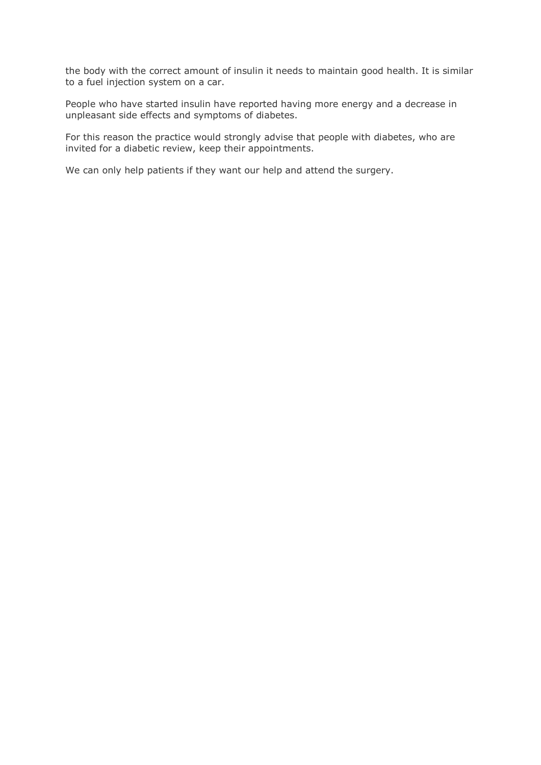the body with the correct amount of insulin it needs to maintain good health. It is similar to a fuel injection system on a car.

People who have started insulin have reported having more energy and a decrease in unpleasant side effects and symptoms of diabetes.

For this reason the practice would strongly advise that people with diabetes, who are invited for a diabetic review, keep their appointments.

We can only help patients if they want our help and attend the surgery.